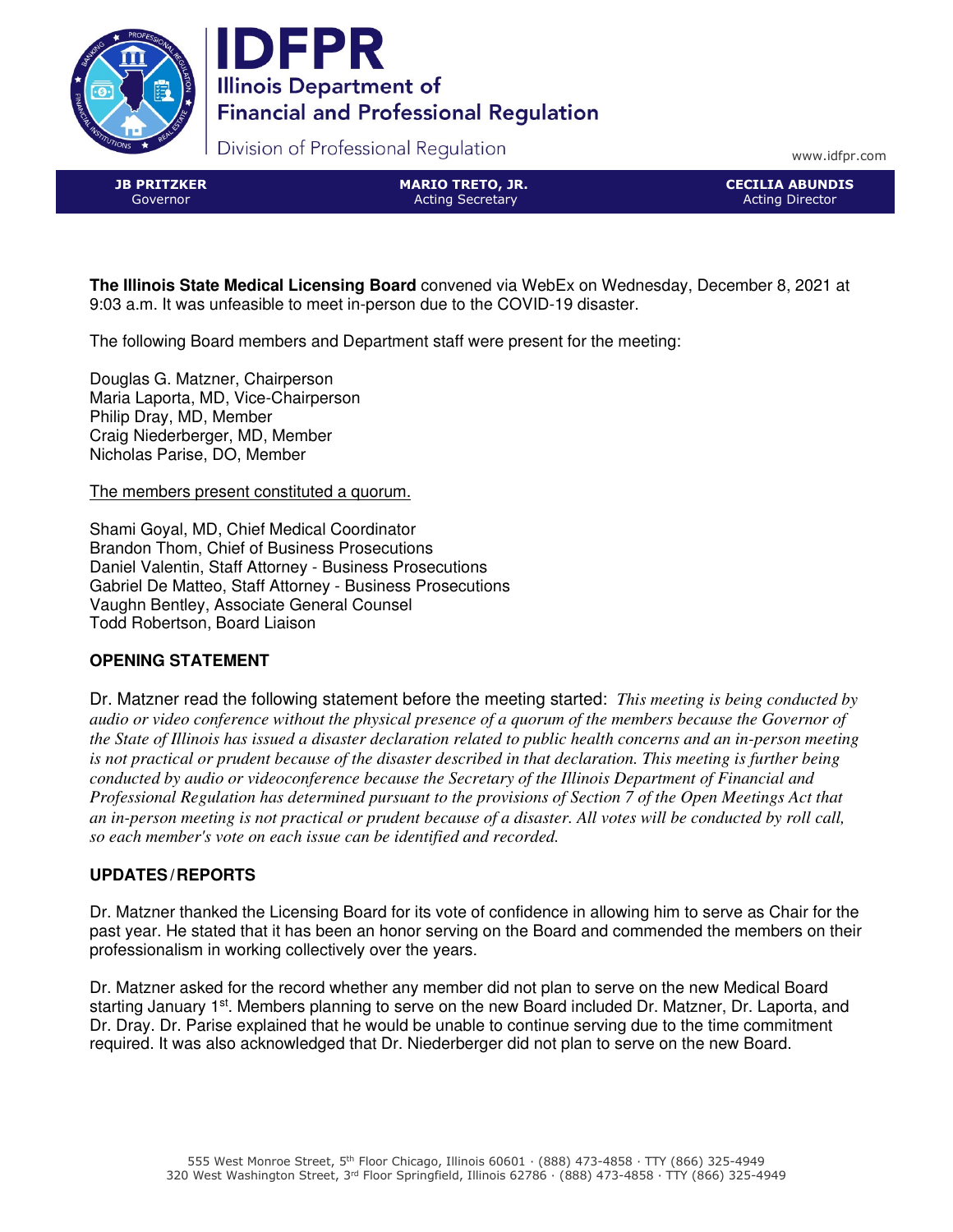# IDFPR

**Illinois Department of Financial and Professional Regulation**

Division of Professional Regulation

www.idfpr.com

| JB PRITZKER | MARIO TRETO, JR. | CECILIA ABUNDIS |
|---|---|---|
| Governor | Acting Secretary | Acting Director |

**The Illinois State Medical Licensing Board** convened via WebEx on Wednesday, December 8, 2021 at 9:03 a.m. It was unfeasible to meet in-person due to the COVID-19 disaster.

The following Board members and Department staff were present for the meeting:

Douglas G. Matzner, Chairperson
Maria Laporta, MD, Vice-Chairperson
Philip Dray, MD, Member
Craig Niederberger, MD, Member
Nicholas Parise, DO, Member

The members present constituted a quorum.

Shami Goyal, MD, Chief Medical Coordinator
Brandon Thom, Chief of Business Prosecutions
Daniel Valentin, Staff Attorney - Business Prosecutions
Gabriel De Matteo, Staff Attorney - Business Prosecutions
Vaughn Bentley, Associate General Counsel
Todd Robertson, Board Liaison

**OPENING STATEMENT**

Dr. Matzner read the following statement before the meeting started: *This meeting is being conducted by audio or video conference without the physical presence of a quorum of the members because the Governor of the State of Illinois has issued a disaster declaration related to public health concerns and an in-person meeting is not practical or prudent because of the disaster described in that declaration. This meeting is further being conducted by audio or videoconference because the Secretary of the Illinois Department of Financial and Professional Regulation has determined pursuant to the provisions of Section 7 of the Open Meetings Act that an in-person meeting is not practical or prudent because of a disaster. All votes will be conducted by roll call, so each member's vote on each issue can be identified and recorded.*

**UPDATES / REPORTS**

Dr. Matzner thanked the Licensing Board for its vote of confidence in allowing him to serve as Chair for the past year. He stated that it has been an honor serving on the Board and commended the members on their professionalism in working collectively over the years.

Dr. Matzner asked for the record whether any member did not plan to serve on the new Medical Board starting January 1st. Members planning to serve on the new Board included Dr. Matzner, Dr. Laporta, and Dr. Dray. Dr. Parise explained that he would be unable to continue serving due to the time commitment required. It was also acknowledged that Dr. Niederberger did not plan to serve on the new Board.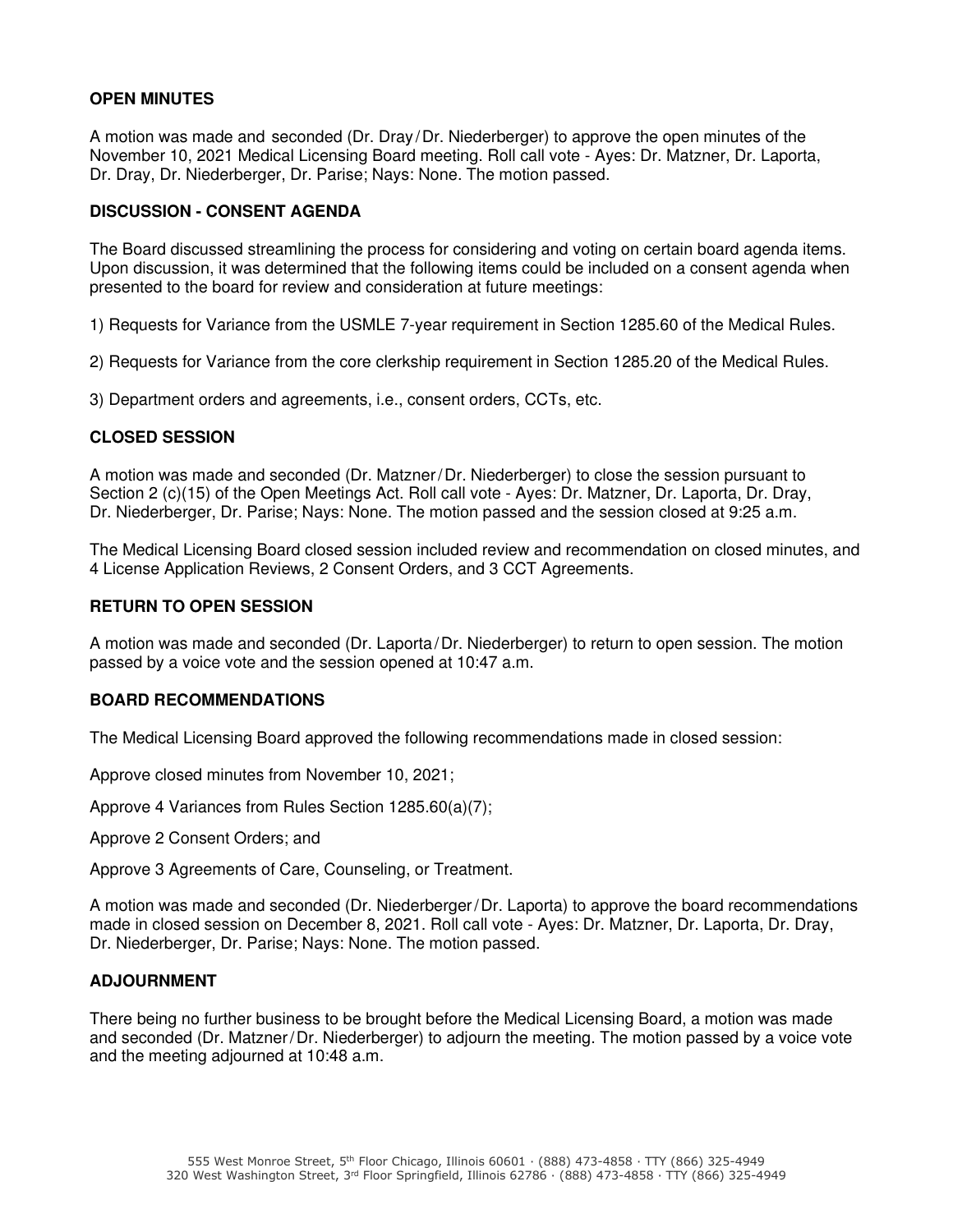## OPEN MINUTES

A motion was made and seconded (Dr. Dray / Dr. Niederberger) to approve the open minutes of the November 10, 2021 Medical Licensing Board meeting. Roll call vote - Ayes: Dr. Matzner, Dr. Laporta, Dr. Dray, Dr. Niederberger, Dr. Parise; Nays: None. The motion passed.

## DISCUSSION - CONSENT AGENDA

The Board discussed streamlining the process for considering and voting on certain board agenda items. Upon discussion, it was determined that the following items could be included on a consent agenda when presented to the board for review and consideration at future meetings:

1) Requests for Variance from the USMLE 7-year requirement in Section 1285.60 of the Medical Rules.

2) Requests for Variance from the core clerkship requirement in Section 1285.20 of the Medical Rules.

3) Department orders and agreements, i.e., consent orders, CCTs, etc.

## CLOSED SESSION

A motion was made and seconded (Dr. Matzner / Dr. Niederberger) to close the session pursuant to Section 2 (c)(15) of the Open Meetings Act. Roll call vote - Ayes: Dr. Matzner, Dr. Laporta, Dr. Dray, Dr. Niederberger, Dr. Parise; Nays: None. The motion passed and the session closed at 9:25 a.m.

The Medical Licensing Board closed session included review and recommendation on closed minutes, and 4 License Application Reviews, 2 Consent Orders, and 3 CCT Agreements.

## RETURN TO OPEN SESSION

A motion was made and seconded (Dr. Laporta / Dr. Niederberger) to return to open session. The motion passed by a voice vote and the session opened at 10:47 a.m.

## BOARD RECOMMENDATIONS

The Medical Licensing Board approved the following recommendations made in closed session:

Approve closed minutes from November 10, 2021;

Approve 4 Variances from Rules Section 1285.60(a)(7);

Approve 2 Consent Orders; and

Approve 3 Agreements of Care, Counseling, or Treatment.

A motion was made and seconded (Dr. Niederberger / Dr. Laporta) to approve the board recommendations made in closed session on December 8, 2021. Roll call vote - Ayes: Dr. Matzner, Dr. Laporta, Dr. Dray, Dr. Niederberger, Dr. Parise; Nays: None. The motion passed.

## ADJOURNMENT

There being no further business to be brought before the Medical Licensing Board, a motion was made and seconded (Dr. Matzner / Dr. Niederberger) to adjourn the meeting. The motion passed by a voice vote and the meeting adjourned at 10:48 a.m.